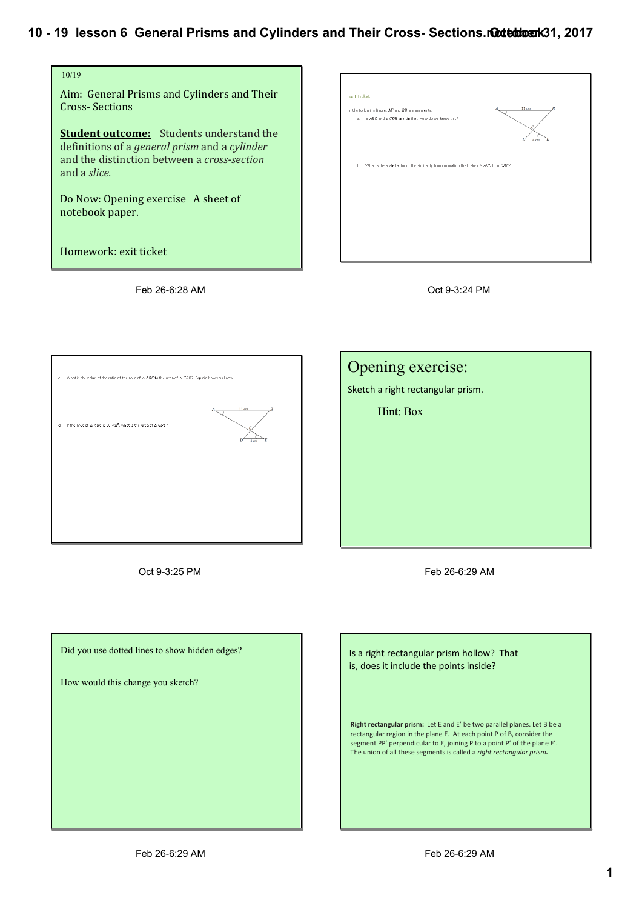10/19

Aim: General Prisms and Cylinders and Their Cross- Sections

**Student outcome:** Students understand the definitions of a *general prism* and a *cylinder* and the distinction between a *cross-section* and a *slice.*

Do Now: Opening exercise A sheet of notebook paper.

Homework: exit ticket

Feb 26-6:28 AM

Exit Ticket

In the following figure, $\overline{AE}$ and $\overline{BD}$ are segments.

a. $\triangle ABC$ and $\triangle CDE$ are similar. How do we know this?

b. What is the scale factor of the similarity transformation that takes $\triangle ABC$ to $\triangle CDE$?

11 cm

4 cm

Oct 9-3:24 PM

c. What is the value of the ratio of the area of $\triangle ABC$ to the area of $\triangle CDE$? Explain how you know.

d. If the area of $\triangle ABC$ is 30 $cm^2$, what is the area of $\triangle CDE$?

11 cm

4 cm

Oct 9-3:25 PM

## Opening exercise:

Sketch a right rectangular prism.

Hint: Box

Feb 26-6:29 AM

Did you use dotted lines to show hidden edges?

How would this change you sketch?

Feb 26-6:29 AM

Is a right rectangular prism hollow? That is, does it include the points inside?

**Right rectangular prism:** Let E and E' be two parallel planes. Let B be a rectangular region in the plane E. At each point P of B, consider the segment PP' perpendicular to E, joining P to a point P' of the plane E'. The union of all these segments is called a *right rectangular prism*.

Feb 26-6:29 AM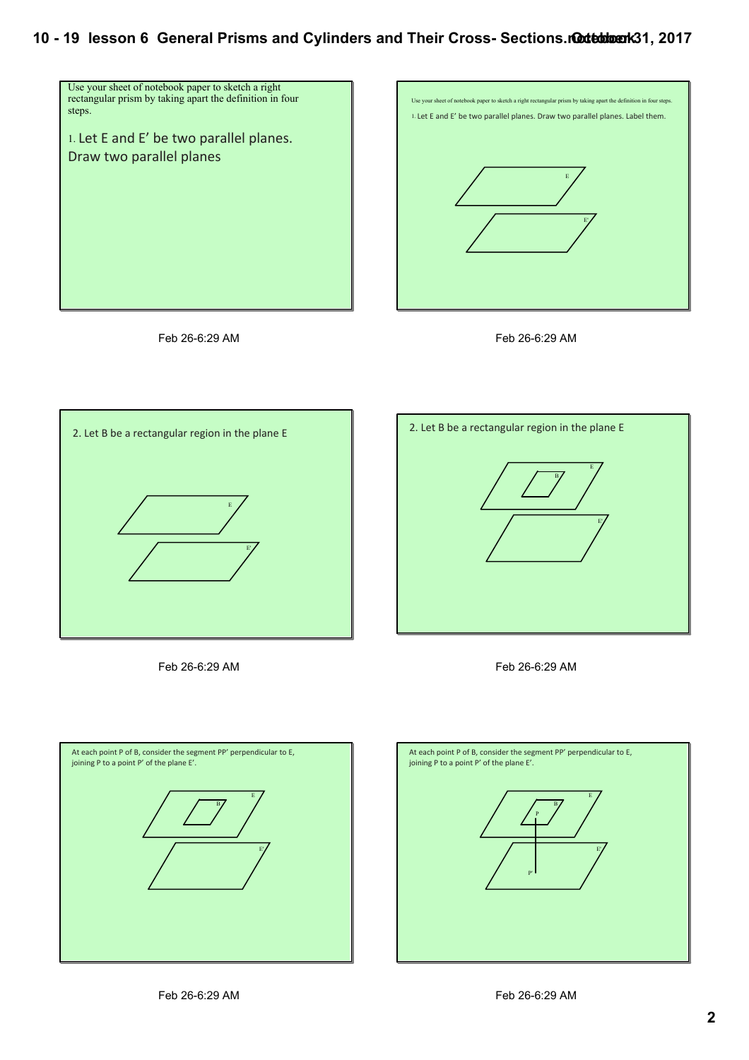Use your sheet of notebook paper to sketch a right rectangular prism by taking apart the definition in four steps.

1. Let E and E' be two parallel planes.
Draw two parallel planes

Feb 26-6:29 AM

Use your sheet of notebook paper to sketch a right rectangular prism by taking apart the definition in four steps.

1. Let E and E' be two parallel planes. Draw two parallel planes. Label them.

E

E'

Feb 26-6:29 AM

2. Let B be a rectangular region in the plane E

E

E'

Feb 26-6:29 AM

2. Let B be a rectangular region in the plane E

B

E

E'

Feb 26-6:29 AM

At each point P of B, consider the segment PP' perpendicular to E, joining P to a point P' of the plane E'.

B

E

E'

Feb 26-6:29 AM

At each point P of B, consider the segment PP' perpendicular to E, joining P to a point P' of the plane E'.

B

P

E

E'

P'

Feb 26-6:29 AM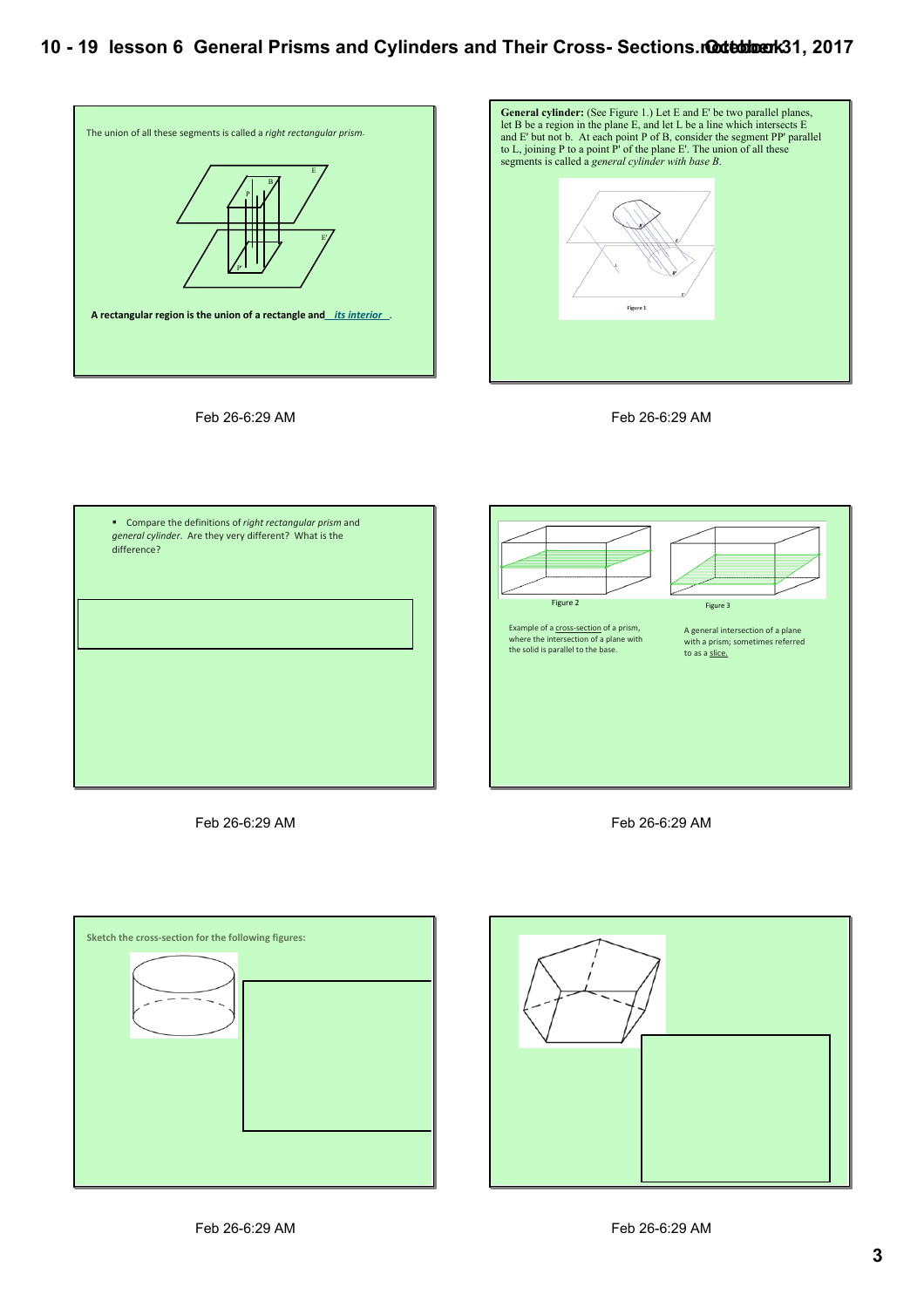The union of all these segments is called a *right rectangular prism*.

**A rectangular region is the union of a rectangle and** *its interior*.

Feb 26-6:29 AM

**General cylinder:** (See Figure 1.) Let E and E' be two parallel planes, let B be a region in the plane E, and let L be a line which intersects E and E' but not B. At each point P of B, consider the segment PP' parallel to L, joining P to a point P' of the plane E'. The union of all these segments is called a *general cylinder with base B*.

Figure 1

Feb 26-6:29 AM

- Compare the definitions of *right rectangular prism* and *general cylinder*. Are they very different? What is the difference?

Feb 26-6:29 AM

Figure 2

Example of a cross-section of a prism, where the intersection of a plane with the solid is parallel to the base.

Figure 3

A general intersection of a plane with a prism; sometimes referred to as a slice.

Feb 26-6:29 AM

**Sketch the cross-section for the following figures:**

Feb 26-6:29 AM

Feb 26-6:29 AM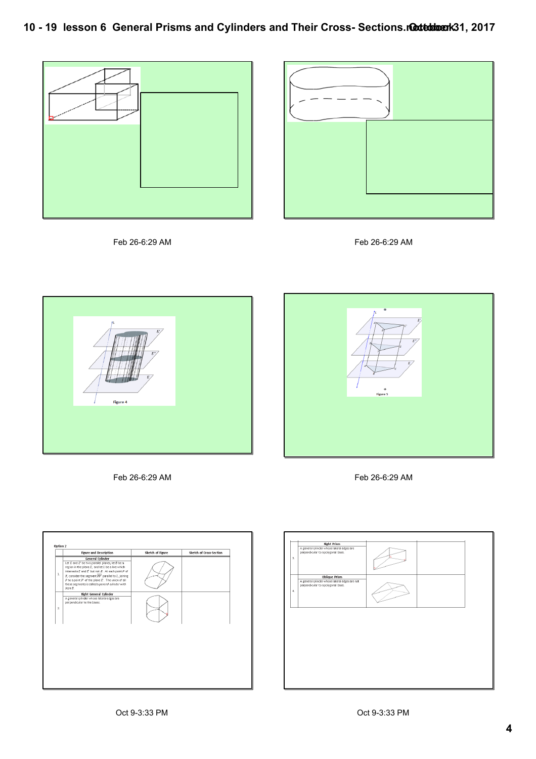Feb 26-6:29 AM

Feb 26-6:29 AM

Figure 4

Feb 26-6:29 AM

Figure 5

Feb 26-6:29 AM

Option 2

| | Figure and Description | Sketch of Figure | Sketch of Cross-Section |
|---|---|---|---|
| | **General Cylinder** | | |
| 1. | Let $E$ and $E'$ be two parallel planes, let $B$ be a region in the plane $E$, and let $L$ be a line which intersects $E$ and $E'$ but not $B$. At each point $P$ of $B$, consider the segment $\overline{PP'}$ parallel to $L$, joining $P$ to a point $P'$ of the plane $E'$. The union of all these segments is called a *general cylinder with base B*. | | |
| | **Right General Cylinder** | | |
| 2. | A general cylinder whose lateral edges are perpendicular to the bases. | | |

Oct 9-3:33 PM

| | Figure and Description | Sketch of Figure | Sketch of Cross-Section |
|---|---|---|---|
| | **Right Prism** | | |
| 3. | A general cylinder whose lateral edges are perpendicular to a polygonal base. | | |
| | **Oblique Prism** | | |
| 4. | A general cylinder whose lateral edges are not perpendicular to a polygonal base. | | |

Oct 9-3:33 PM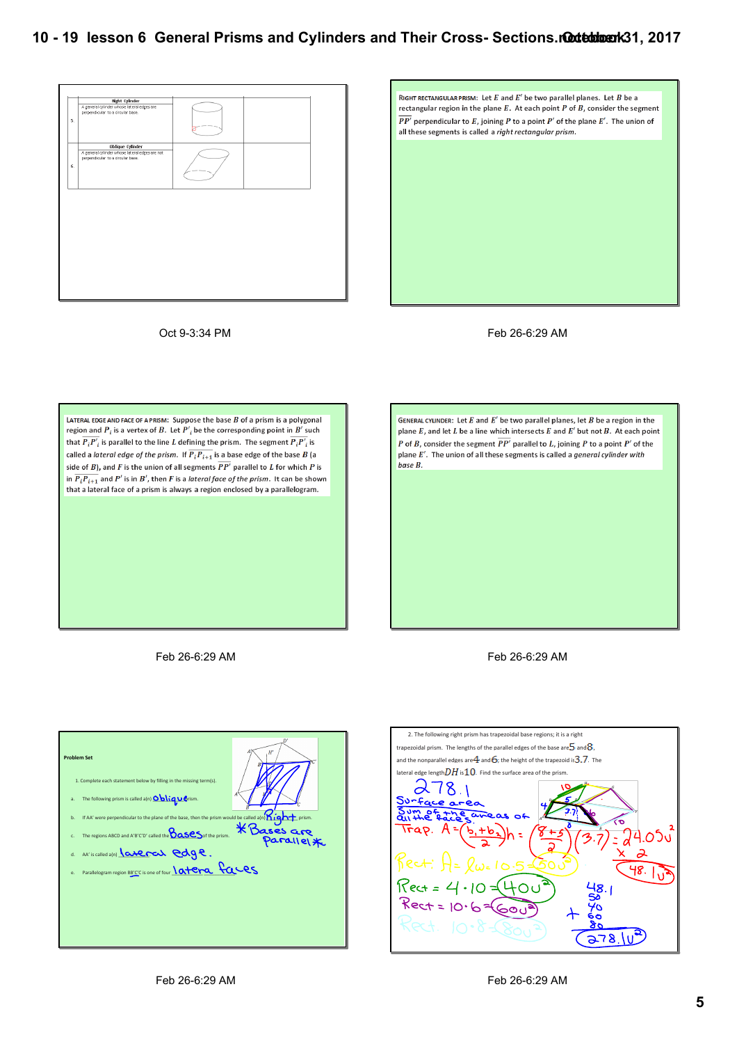| | Right Cylinder | | |
|---|---|---|---|
| 5. | A general cylinder whose lateral edges are perpendicular to a circular base. | | |
| | **Oblique Cylinder** | | |
| 6. | A general cylinder whose lateral edges are not perpendicular to a circular base. | | |

Oct 9-3:34 PM

RIGHT RECTANGULAR PRISM: Let $E$ and $E'$ be two parallel planes. Let $B$ be a rectangular region in the plane $E$. At each point $P$ of $B$, consider the segment $\overline{PP'}$ perpendicular to $E$, joining $P$ to a point $P'$ of the plane $E'$. The union of all these segments is called a *right rectangular prism*.

Feb 26-6:29 AM

LATERAL EDGE AND FACE OF A PRISM: Suppose the base $B$ of a prism is a polygonal region and $P_i$ is a vertex of $B$. Let $P'_i$ be the corresponding point in $B'$ such that $\overline{P_iP'_i}$ is parallel to the line $L$ defining the prism. The segment $\overline{P_iP'_i}$ is called a *lateral edge of the prism*. If $\overline{P_iP_{i+1}}$ is a base edge of the base $B$ (a side of $B$), and $F$ is the union of all segments $\overline{PP'}$ parallel to $L$ for which $P$ is in $\overline{P_iP_{i+1}}$ and $P'$ is in $B'$, then $F$ is a *lateral face of the prism*. It can be shown that a lateral face of a prism is always a region enclosed by a parallelogram.

Feb 26-6:29 AM

GENERAL CYLINDER: Let $E$ and $E'$ be two parallel planes, let $B$ be a region in the plane $E$, and let $L$ be a line which intersects $E$ and $E'$ but not $B$. At each point $P$ of $B$, consider the segment $\overline{PP'}$ parallel to $L$, joining $P$ to a point $P'$ of the plane $E'$. The union of all these segments is called a *general cylinder with base $B$*.

Feb 26-6:29 AM

**Problem Set**

1. Complete each statement below by filling in the missing term(s).

a. The following prism is called a(n) Oblique prism.

b. If AA' were perpendicular to the plane of the base, then the prism would be called a(n) Right prism.

c. The regions ABCD and A'B'C'D' called the Bases of the prism. *Bases are parallel*

d. AA' is called a(n) lateral edge.

e. Parallelogram region BB'C'C is one of four latera faces

Feb 26-6:29 AM

2. The following right prism has trapezoidal base regions; it is a right trapezoidal prism. The lengths of the parallel edges of the base are 5 and 8, and the nonparallel edges are 4 and 6; the height of the trapezoid is 3.7. The lateral edge length $DH$ is 10. Find the surface area of the prism.

278.1

Surface area
Sum of the areas of all the faces.

Trap. $A = \left(\frac{b_1+b_2}{2}\right)h = \left(\frac{8+5}{2}\right)(3.7) = 24.05u^2$
$\times 2$
$48.1u^2$

Rect: $A = lw = 10 \cdot 5 = 50u^2$

Rect $= 4 \cdot 10 = 40u^2$

Rect $= 10 \cdot 6 = 60u^2$

Rect. $10 \cdot 8 = 80u^2$

48.1
50
40
60
+ 80
278.1$u^2$

Feb 26-6:29 AM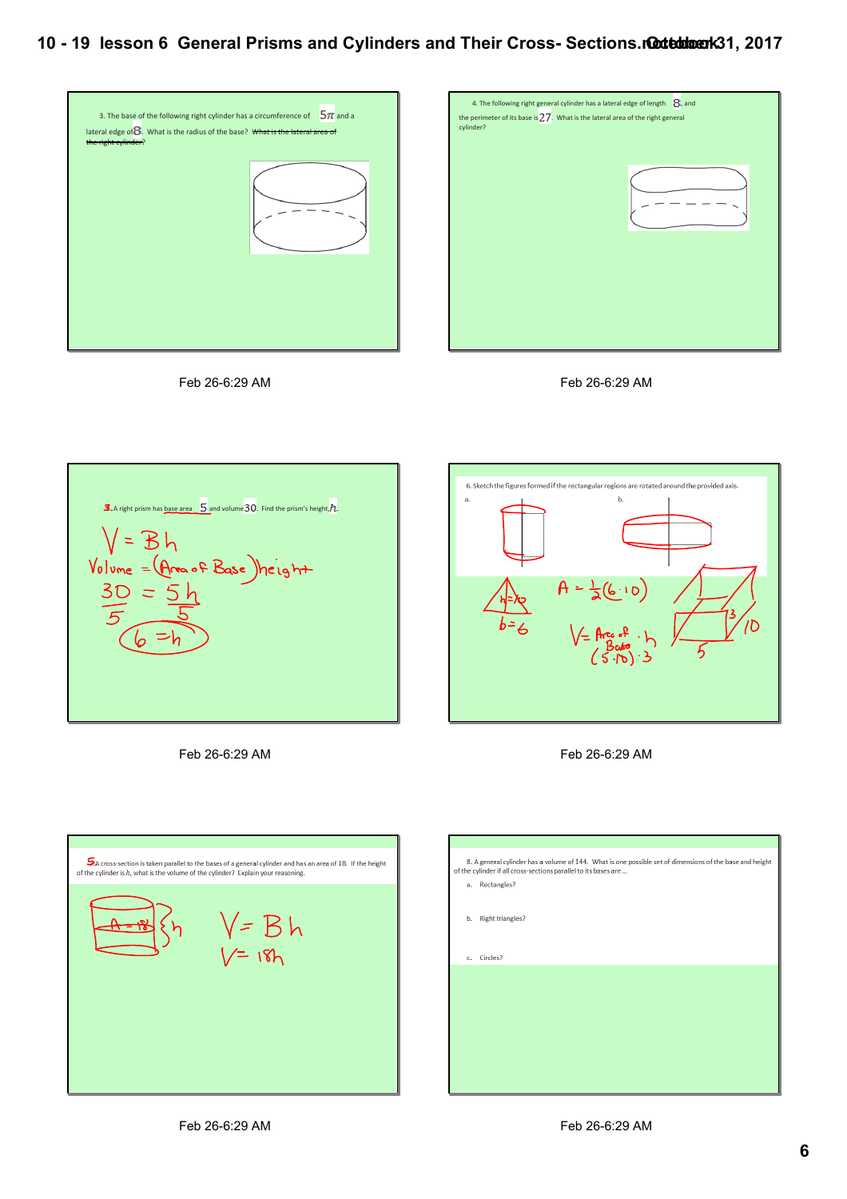3. The base of the following right cylinder has a circumference of $5\pi$ and a lateral edge of $8$. What is the radius of the base? ~~What is the lateral area of the right cylinder?~~

Feb 26-6:29 AM

4. The following right general cylinder has a lateral edge of length $8$, and the perimeter of its base is $27$. What is the lateral area of the right general cylinder?

Feb 26-6:29 AM

3. A right prism has base area $5$ and volume $30$. Find the prism's height, $h$.

$V = Bh$

Volume = (Area of Base)height

$\frac{30}{5} = \frac{5h}{5}$

$6 = h$

Feb 26-6:29 AM

6. Sketch the figures formed if the rectangular regions are rotated around the provided axis.

a.

b.

$h = 10$

$b = 6$

$A = \frac{1}{2}(6 \cdot 10)$

$V = \text{Area of Base} \cdot h$

$(5 \cdot 10) \cdot 3$

3, 10, 5

Feb 26-6:29 AM

5. A cross-section is taken parallel to the bases of a general cylinder and has an area of 18. If the height of the cylinder is $h$, what is the volume of the cylinder? Explain your reasoning.

$A = 18$

$h$

$V = Bh$

$V = 18h$

Feb 26-6:29 AM

8. A general cylinder has a volume of 144. What is one possible set of dimensions of the base and height of the cylinder if all cross-sections parallel to its bases are ...

a. Rectangles?

b. Right triangles?

c. Circles?

Feb 26-6:29 AM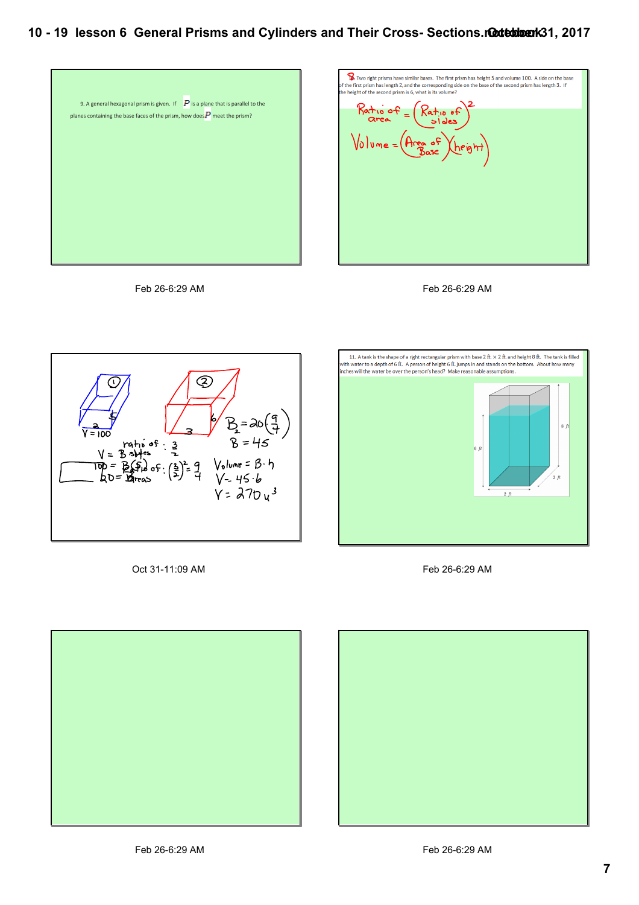9. A general hexagonal prism is given. If $P$ is a plane that is parallel to the planes containing the base faces of the prism, how does $P$ meet the prism?

Feb 26-6:29 AM

10. Two right prisms have similar bases. The first prism has height 5 and volume 100. A side on the base of the first prism has length 2, and the corresponding side on the base of the second prism has length 3. If the height of the second prism is 6, what is its volume?

Ratio of area = (Ratio of sides)$^2$

Volume = (Area of Base)(height)

Feb 26-6:29 AM

① V = 100, 2, 5

② 3, 6

ratio of sides : $\frac{3}{2}$

V = B · h

100 = B(5)

20 = B

Ratio of Areas: $\left(\frac{3}{2}\right)^2 = \frac{9}{4}$

$B = 20\left(\frac{9}{4}\right)$

$B = 45$

Volume = B · h

V = 45 · 6

$V = 270 u^3$

Oct 31-11:09 AM

11. A tank is the shape of a right rectangular prism with base 2 ft. × 2 ft. and height 8 ft. The tank is filled with water to a depth of 6 ft. A person of height 6 ft. jumps in and stands on the bottom. About how many inches will the water be over the person's head? Make reasonable assumptions.

8 ft, 6 ft, 2 ft, 2 ft

Feb 26-6:29 AM

Feb 26-6:29 AM

Feb 26-6:29 AM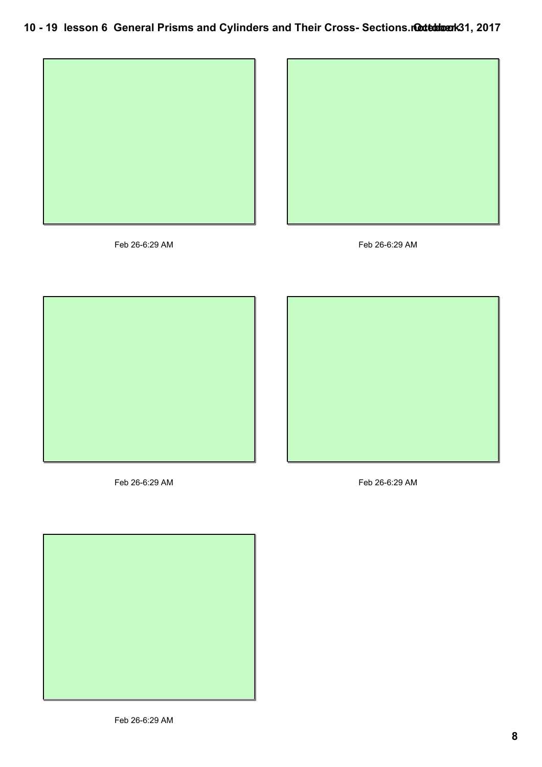Feb 26-6:29 AM

Feb 26-6:29 AM

Feb 26-6:29 AM

Feb 26-6:29 AM

Feb 26-6:29 AM